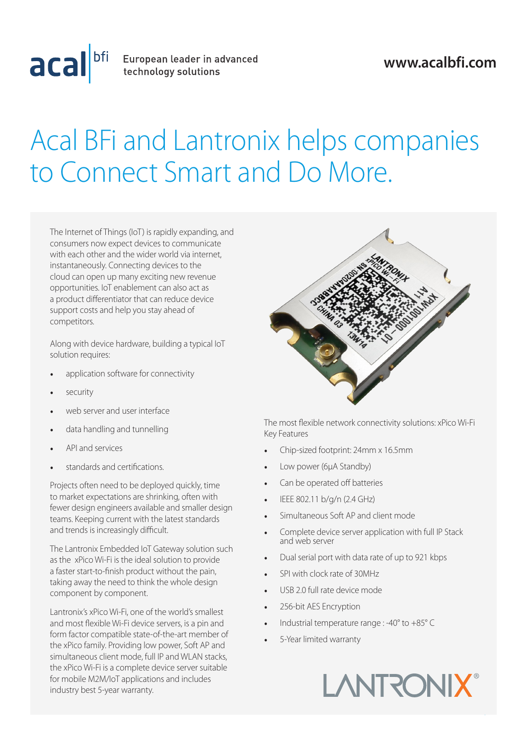acal bfi European leader in advanced technology solutions

www.acalbfi.com

# Acal BFi and Lantronix helps companies to Connect Smart and Do More.

The Internet of Things (IoT) is rapidly expanding, and consumers now expect devices to communicate with each other and the wider world via internet, instantaneously. Connecting devices to the cloud can open up many exciting new revenue opportunities. IoT enablement can also act as a product differentiator that can reduce device support costs and help you stay ahead of competitors.

Along with device hardware, building a typical IoT solution requires:

- application software for connectivity
- security
- web server and user interface
- data handling and tunnelling
- API and services
- standards and certifications.

Projects often need to be deployed quickly, time to market expectations are shrinking, often with fewer design engineers available and smaller design teams. Keeping current with the latest standards and trends is increasingly difficult.

The Lantronix Embedded IoT Gateway solution such as the xPico Wi-Fi is the ideal solution to provide a faster start-to-finish product without the pain, taking away the need to think the whole design component by component.

Lantronix's xPico Wi-Fi, one of the world's smallest and most flexible Wi-Fi device servers, is a pin and form factor compatible state-of-the-art member of the xPico family. Providing low power, Soft AP and simultaneous client mode, full IP and WLAN stacks, the xPico Wi-Fi is a complete device server suitable for mobile M2M/IoT applications and includes industry best 5-year warranty.

The most flexible network connectivity solutions: xPico Wi-Fi Key Features

- Chip-sized footprint: 24mm x 16.5mm
- Low power (6µA Standby)
- Can be operated off batteries
- IEEE 802.11 b/g/n (2.4 GHz)
- Simultaneous Soft AP and client mode
- Complete device server application with full IP Stack and web server
- Dual serial port with data rate of up to 921 kbps
- SPI with clock rate of 30MHz
- USB 2.0 full rate device mode
- 256-bit AES Encryption
- Industrial temperature range : -40° to +85° C
- 5-Year limited warranty

LANTRONIX®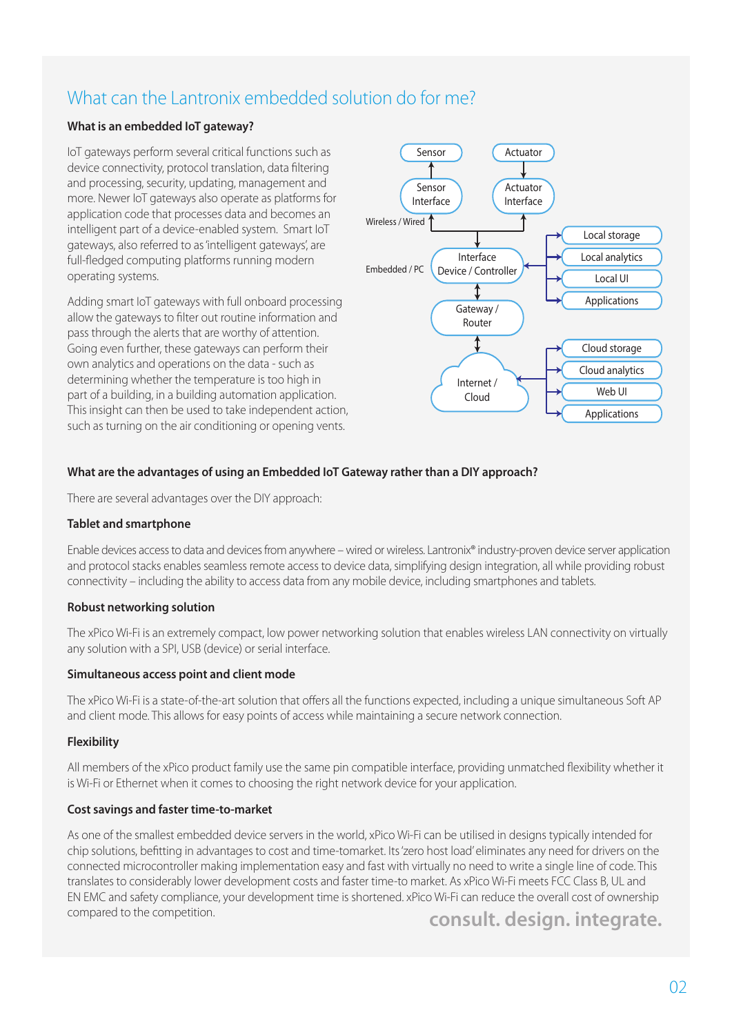## What can the Lantronix embedded solution do for me?

### What is an embedded IoT gateway?

IoT gateways perform several critical functions such as device connectivity, protocol translation, data filtering and processing, security, updating, management and more. Newer IoT gateways also operate as platforms for application code that processes data and becomes an intelligent part of a device-enabled system. Smart IoT gateways, also referred to as 'intelligent gateways', are full-fledged computing platforms running modern operating systems.

Adding smart IoT gateways with full onboard processing allow the gateways to filter out routine information and pass through the alerts that are worthy of attention. Going even further, these gateways can perform their own analytics and operations on the data - such as determining whether the temperature is too high in part of a building, in a building automation application. This insight can then be used to take independent action, such as turning on the air conditioning or opening vents.

Sensor
Actuator
Sensor Interface
Actuator Interface
Wireless / Wired
Embedded / PC
Interface Device / Controller
Local storage
Local analytics
Local UI
Applications
Gateway / Router
Internet / Cloud
Cloud storage
Cloud analytics
Web UI
Applications

### What are the advantages of using an Embedded IoT Gateway rather than a DIY approach?

There are several advantages over the DIY approach:

### Tablet and smartphone

Enable devices access to data and devices from anywhere – wired or wireless. Lantronix® industry-proven device server application and protocol stacks enables seamless remote access to device data, simplifying design integration, all while providing robust connectivity – including the ability to access data from any mobile device, including smartphones and tablets.

### Robust networking solution

The xPico Wi-Fi is an extremely compact, low power networking solution that enables wireless LAN connectivity on virtually any solution with a SPI, USB (device) or serial interface.

### Simultaneous access point and client mode

The xPico Wi-Fi is a state-of-the-art solution that offers all the functions expected, including a unique simultaneous Soft AP and client mode. This allows for easy points of access while maintaining a secure network connection.

### Flexibility

All members of the xPico product family use the same pin compatible interface, providing unmatched flexibility whether it is Wi-Fi or Ethernet when it comes to choosing the right network device for your application.

### Cost savings and faster time-to-market

As one of the smallest embedded device servers in the world, xPico Wi-Fi can be utilised in designs typically intended for chip solutions, befitting in advantages to cost and time-tomarket. Its 'zero host load' eliminates any need for drivers on the connected microcontroller making implementation easy and fast with virtually no need to write a single line of code. This translates to considerably lower development costs and faster time-to market. As xPico Wi-Fi meets FCC Class B, UL and EN EMC and safety compliance, your development time is shortened. xPico Wi-Fi can reduce the overall cost of ownership compared to the competition.

**consult. design. integrate.**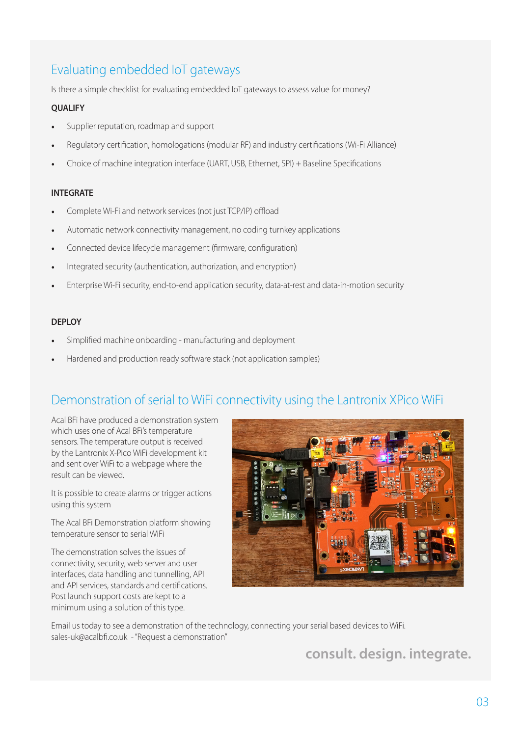## Evaluating embedded IoT gateways

Is there a simple checklist for evaluating embedded IoT gateways to assess value for money?

**QUALIFY**

- Supplier reputation, roadmap and support
- Regulatory certification, homologations (modular RF) and industry certifications (Wi-Fi Alliance)
- Choice of machine integration interface (UART, USB, Ethernet, SPI) + Baseline Specifications

**INTEGRATE**

- Complete Wi-Fi and network services (not just TCP/IP) offload
- Automatic network connectivity management, no coding turnkey applications
- Connected device lifecycle management (firmware, configuration)
- Integrated security (authentication, authorization, and encryption)
- Enterprise Wi-Fi security, end-to-end application security, data-at-rest and data-in-motion security

**DEPLOY**

- Simplified machine onboarding - manufacturing and deployment
- Hardened and production ready software stack (not application samples)

## Demonstration of serial to WiFi connectivity using the Lantronix XPico WiFi

Acal BFi have produced a demonstration system which uses one of Acal BFi's temperature sensors. The temperature output is received by the Lantronix X-Pico WiFi development kit and sent over WiFi to a webpage where the result can be viewed.

It is possible to create alarms or trigger actions using this system

The Acal BFi Demonstration platform showing temperature sensor to serial WiFi

The demonstration solves the issues of connectivity, security, web server and user interfaces, data handling and tunnelling, API and API services, standards and certifications. Post launch support costs are kept to a minimum using a solution of this type.

Email us today to see a demonstration of the technology, connecting your serial based devices to WiFi.
sales-uk@acalbfi.co.uk - "Request a demonstration"

**consult. design. integrate.**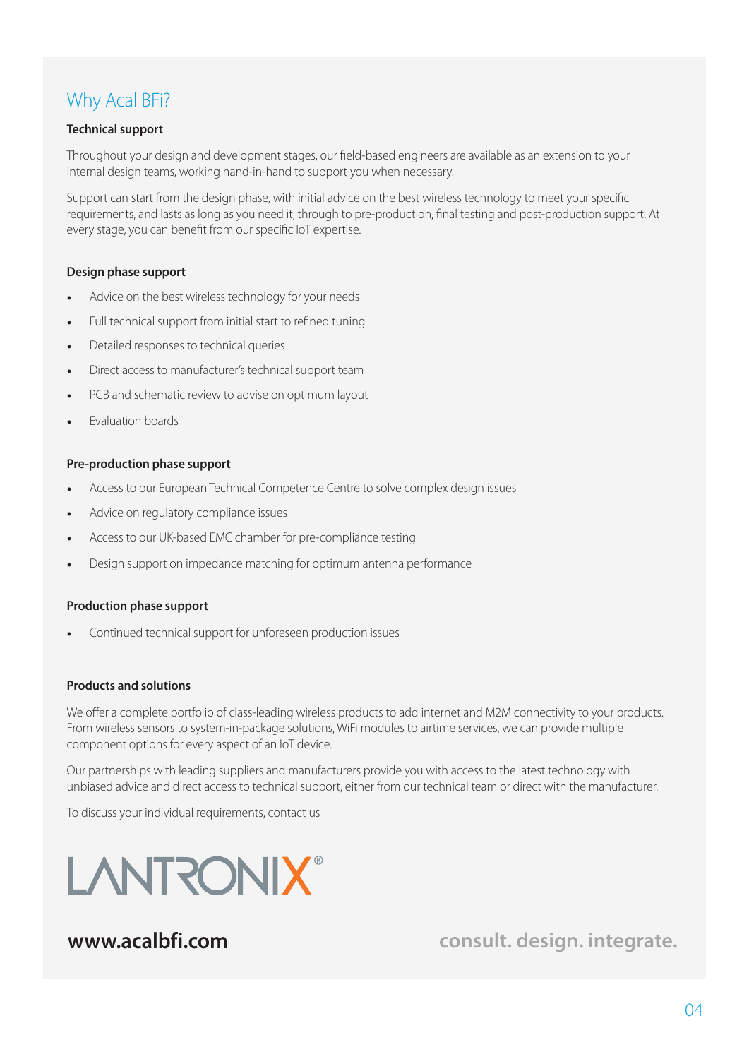## Why Acal BFi?

**Technical support**

Throughout your design and development stages, our field-based engineers are available as an extension to your internal design teams, working hand-in-hand to support you when necessary.

Support can start from the design phase, with initial advice on the best wireless technology to meet your specific requirements, and lasts as long as you need it, through to pre-production, final testing and post-production support. At every stage, you can benefit from our specific IoT expertise.

**Design phase support**

- Advice on the best wireless technology for your needs
- Full technical support from initial start to refined tuning
- Detailed responses to technical queries
- Direct access to manufacturer's technical support team
- PCB and schematic review to advise on optimum layout
- Evaluation boards

**Pre-production phase support**

- Access to our European Technical Competence Centre to solve complex design issues
- Advice on regulatory compliance issues
- Access to our UK-based EMC chamber for pre-compliance testing
- Design support on impedance matching for optimum antenna performance

**Production phase support**

- Continued technical support for unforeseen production issues

**Products and solutions**

We offer a complete portfolio of class-leading wireless products to add internet and M2M connectivity to your products. From wireless sensors to system-in-package solutions, WiFi modules to airtime services, we can provide multiple component options for every aspect of an IoT device.

Our partnerships with leading suppliers and manufacturers provide you with access to the latest technology with unbiased advice and direct access to technical support, either from our technical team or direct with the manufacturer.

To discuss your individual requirements, contact us

LANTRONIX®

**www.acalbfi.com**

**consult. design. integrate.**